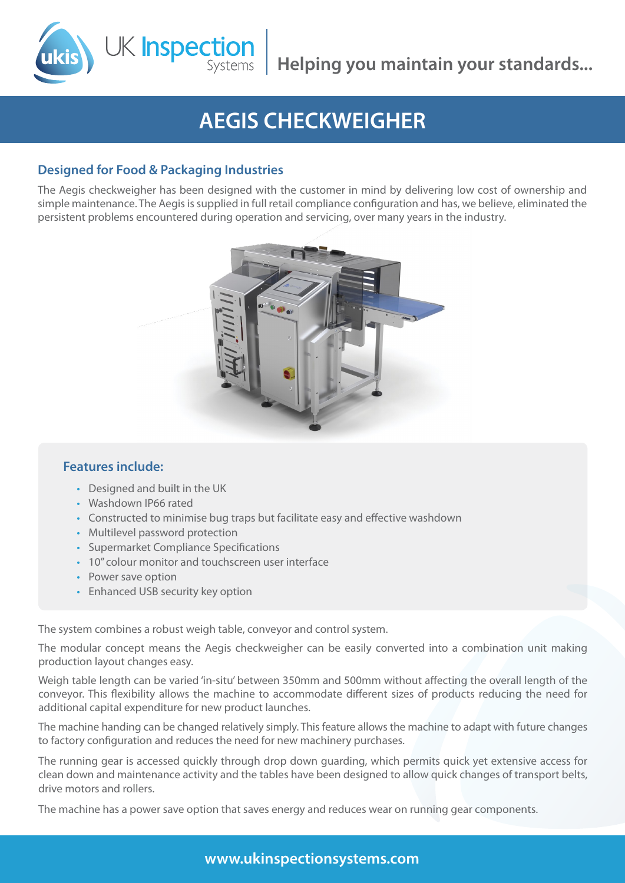UK Inspection Systems

Helping you maintain your standards...

# AEGIS CHECKWEIGHER

## Designed for Food & Packaging Industries

The Aegis checkweigher has been designed with the customer in mind by delivering low cost of ownership and simple maintenance. The Aegis is supplied in full retail compliance configuration and has, we believe, eliminated the persistent problems encountered during operation and servicing, over many years in the industry.

### Features include:

- Designed and built in the UK
- Washdown IP66 rated
- Constructed to minimise bug traps but facilitate easy and effective washdown
- Multilevel password protection
- Supermarket Compliance Specifications
- 10" colour monitor and touchscreen user interface
- Power save option
- Enhanced USB security key option

The system combines a robust weigh table, conveyor and control system.

The modular concept means the Aegis checkweigher can be easily converted into a combination unit making production layout changes easy.

Weigh table length can be varied 'in-situ' between 350mm and 500mm without affecting the overall length of the conveyor. This flexibility allows the machine to accommodate different sizes of products reducing the need for additional capital expenditure for new product launches.

The machine handing can be changed relatively simply. This feature allows the machine to adapt with future changes to factory configuration and reduces the need for new machinery purchases.

The running gear is accessed quickly through drop down guarding, which permits quick yet extensive access for clean down and maintenance activity and the tables have been designed to allow quick changes of transport belts, drive motors and rollers.

The machine has a power save option that saves energy and reduces wear on running gear components.

www.ukinspectionsystems.com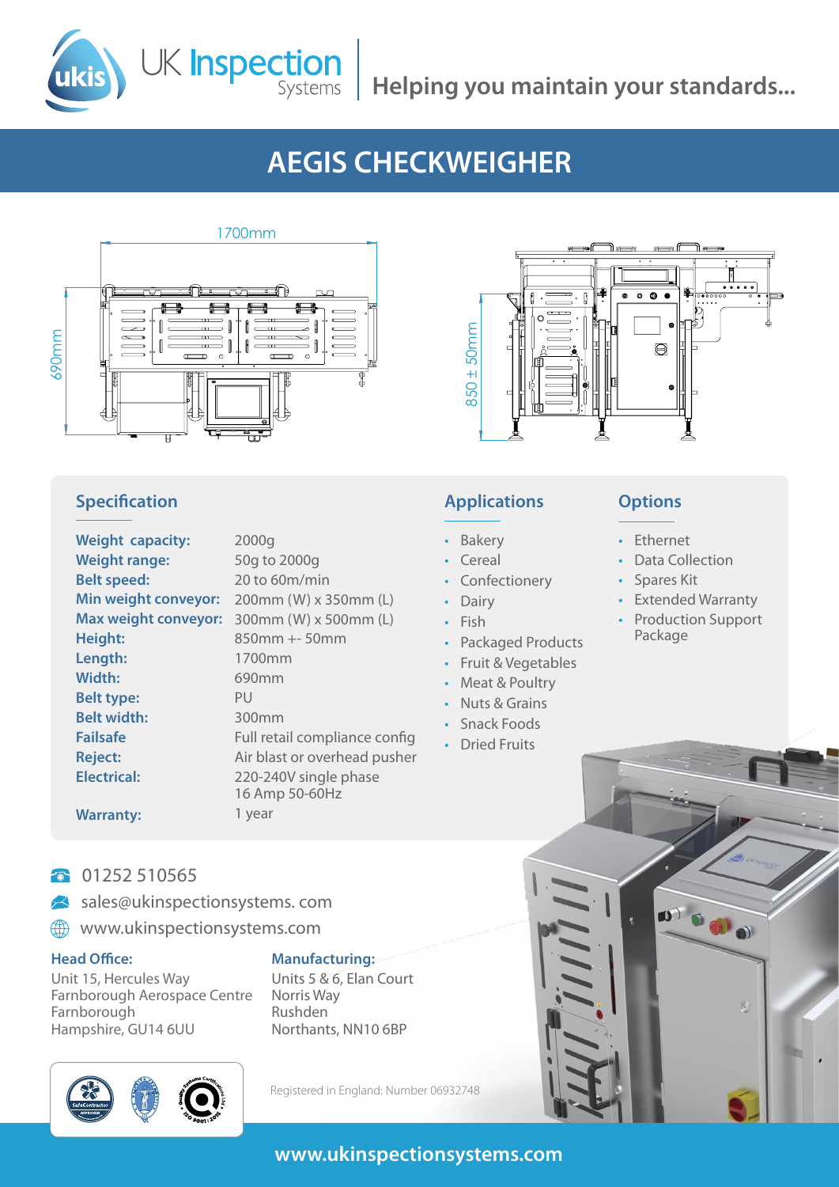UK Inspection Systems

Helping you maintain your standards...

# AEGIS CHECKWEIGHER

1700mm

690mm

850 ± 50mm

## Specification

| | |
|---|---|
| **Weight capacity:** | 2000g |
| **Weight range:** | 50g to 2000g |
| **Belt speed:** | 20 to 60m/min |
| **Min weight conveyor:** | 200mm (W) x 350mm (L) |
| **Max weight conveyor:** | 300mm (W) x 500mm (L) |
| **Height:** | 850mm +- 50mm |
| **Length:** | 1700mm |
| **Width:** | 690mm |
| **Belt type:** | PU |
| **Belt width:** | 300mm |
| **Failsafe** | Full retail compliance config |
| **Reject:** | Air blast or overhead pusher |
| **Electrical:** | 220-240V single phase 16 Amp 50-60Hz |
| **Warranty:** | 1 year |

## Applications

- Bakery
- Cereal
- Confectionery
- Dairy
- Fish
- Packaged Products
- Fruit & Vegetables
- Meat & Poultry
- Nuts & Grains
- Snack Foods
- Dried Fruits

## Options

- Ethernet
- Data Collection
- Spares Kit
- Extended Warranty
- Production Support Package

01252 510565

sales@ukinspectionsystems. com

www.ukinspectionsystems.com

**Head Office:**
Unit 15, Hercules Way
Farnborough Aerospace Centre
Farnborough
Hampshire, GU14 6UU

**Manufacturing:**
Units 5 & 6, Elan Court
Norris Way
Rushden
Northants, NN10 6BP

Registered in England: Number 06932748

www.ukinspectionsystems.com